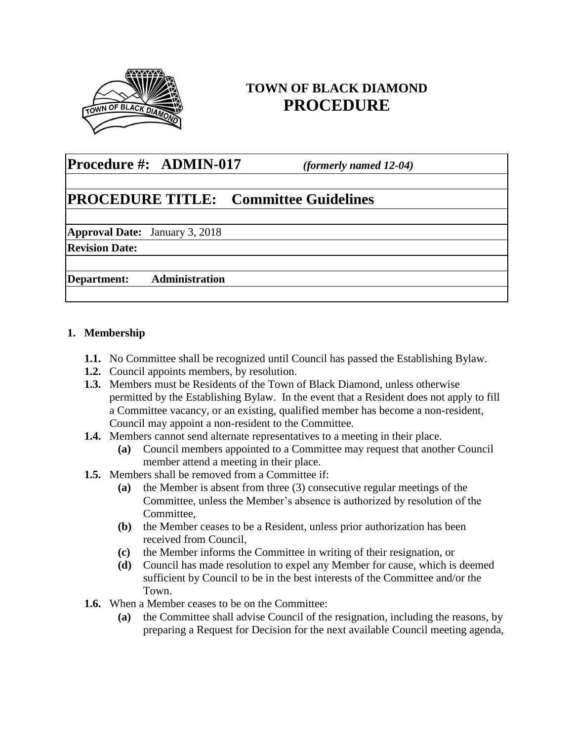**TOWN OF BLACK DIAMOND**
# PROCEDURE

| **Procedure #: ADMIN-017** *(formerly named 12-04)* |
|---|
| |
| **PROCEDURE TITLE: Committee Guidelines** |
| |
| **Approval Date:** January 3, 2018 |
| **Revision Date:** |
| |
| **Department: Administration** |
| |

## 1. Membership

**1.1.** No Committee shall be recognized until Council has passed the Establishing Bylaw.

**1.2.** Council appoints members, by resolution.

**1.3.** Members must be Residents of the Town of Black Diamond, unless otherwise permitted by the Establishing Bylaw. In the event that a Resident does not apply to fill a Committee vacancy, or an existing, qualified member has become a non-resident, Council may appoint a non-resident to the Committee.

**1.4.** Members cannot send alternate representatives to a meeting in their place.

- **(a)** Council members appointed to a Committee may request that another Council member attend a meeting in their place.

**1.5.** Members shall be removed from a Committee if:

- **(a)** the Member is absent from three (3) consecutive regular meetings of the Committee, unless the Member's absence is authorized by resolution of the Committee,
- **(b)** the Member ceases to be a Resident, unless prior authorization has been received from Council,
- **(c)** the Member informs the Committee in writing of their resignation, or
- **(d)** Council has made resolution to expel any Member for cause, which is deemed sufficient by Council to be in the best interests of the Committee and/or the Town.

**1.6.** When a Member ceases to be on the Committee:

- **(a)** the Committee shall advise Council of the resignation, including the reasons, by preparing a Request for Decision for the next available Council meeting agenda,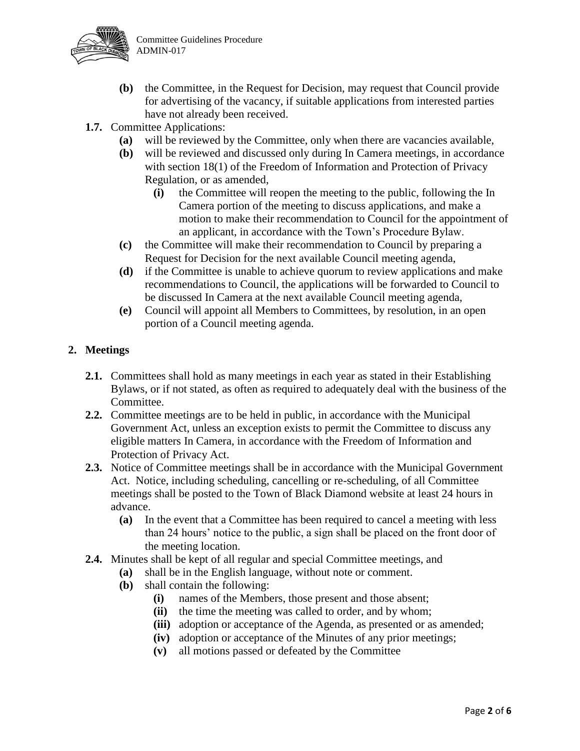- **(b)** the Committee, in the Request for Decision, may request that Council provide for advertising of the vacancy, if suitable applications from interested parties have not already been received.

**1.7.** Committee Applications:

- **(a)** will be reviewed by the Committee, only when there are vacancies available,
- **(b)** will be reviewed and discussed only during In Camera meetings, in accordance with section 18(1) of the Freedom of Information and Protection of Privacy Regulation, or as amended,
  - **(i)** the Committee will reopen the meeting to the public, following the In Camera portion of the meeting to discuss applications, and make a motion to make their recommendation to Council for the appointment of an applicant, in accordance with the Town's Procedure Bylaw.
- **(c)** the Committee will make their recommendation to Council by preparing a Request for Decision for the next available Council meeting agenda,
- **(d)** if the Committee is unable to achieve quorum to review applications and make recommendations to Council, the applications will be forwarded to Council to be discussed In Camera at the next available Council meeting agenda,
- **(e)** Council will appoint all Members to Committees, by resolution, in an open portion of a Council meeting agenda.

## 2. Meetings

**2.1.** Committees shall hold as many meetings in each year as stated in their Establishing Bylaws, or if not stated, as often as required to adequately deal with the business of the Committee.

**2.2.** Committee meetings are to be held in public, in accordance with the Municipal Government Act, unless an exception exists to permit the Committee to discuss any eligible matters In Camera, in accordance with the Freedom of Information and Protection of Privacy Act.

**2.3.** Notice of Committee meetings shall be in accordance with the Municipal Government Act. Notice, including scheduling, cancelling or re-scheduling, of all Committee meetings shall be posted to the Town of Black Diamond website at least 24 hours in advance.

- **(a)** In the event that a Committee has been required to cancel a meeting with less than 24 hours' notice to the public, a sign shall be placed on the front door of the meeting location.

**2.4.** Minutes shall be kept of all regular and special Committee meetings, and

- **(a)** shall be in the English language, without note or comment.
- **(b)** shall contain the following:
  - **(i)** names of the Members, those present and those absent;
  - **(ii)** the time the meeting was called to order, and by whom;
  - **(iii)** adoption or acceptance of the Agenda, as presented or as amended;
  - **(iv)** adoption or acceptance of the Minutes of any prior meetings;
  - **(v)** all motions passed or defeated by the Committee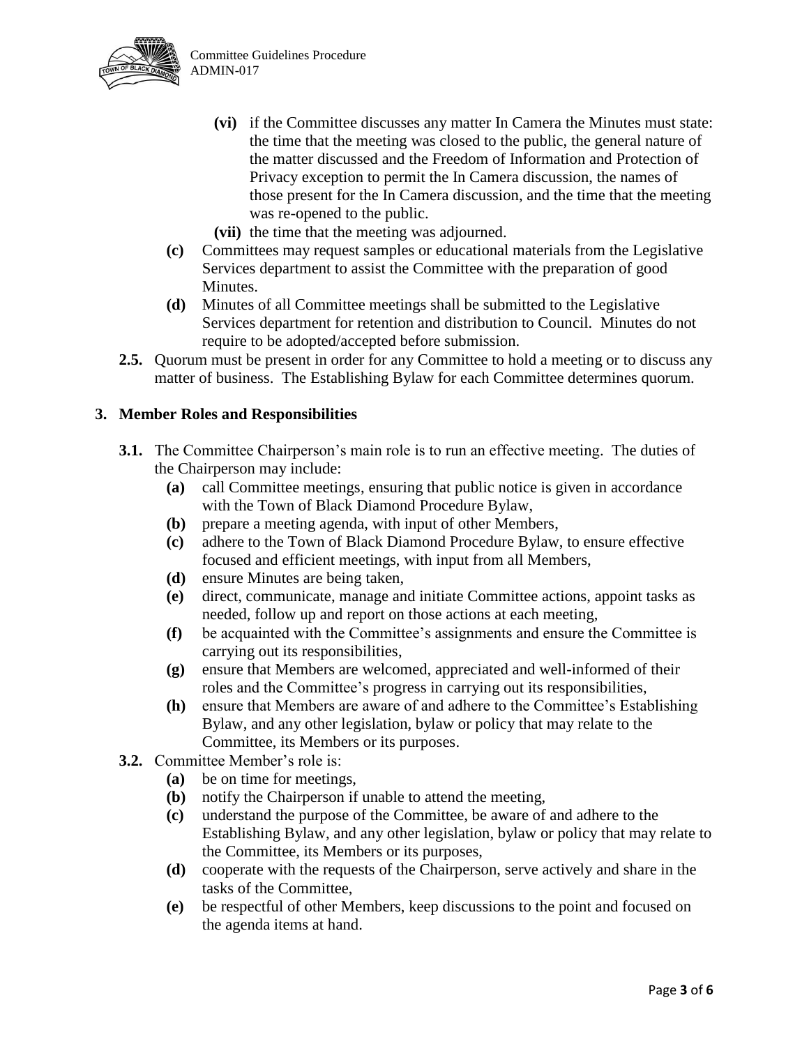- **(vi)** if the Committee discusses any matter In Camera the Minutes must state: the time that the meeting was closed to the public, the general nature of the matter discussed and the Freedom of Information and Protection of Privacy exception to permit the In Camera discussion, the names of those present for the In Camera discussion, and the time that the meeting was re-opened to the public.
- **(vii)** the time that the meeting was adjourned.

**(c)** Committees may request samples or educational materials from the Legislative Services department to assist the Committee with the preparation of good Minutes.

**(d)** Minutes of all Committee meetings shall be submitted to the Legislative Services department for retention and distribution to Council. Minutes do not require to be adopted/accepted before submission.

**2.5.** Quorum must be present in order for any Committee to hold a meeting or to discuss any matter of business. The Establishing Bylaw for each Committee determines quorum.

## 3. Member Roles and Responsibilities

**3.1.** The Committee Chairperson's main role is to run an effective meeting. The duties of the Chairperson may include:

- **(a)** call Committee meetings, ensuring that public notice is given in accordance with the Town of Black Diamond Procedure Bylaw,
- **(b)** prepare a meeting agenda, with input of other Members,
- **(c)** adhere to the Town of Black Diamond Procedure Bylaw, to ensure effective focused and efficient meetings, with input from all Members,
- **(d)** ensure Minutes are being taken,
- **(e)** direct, communicate, manage and initiate Committee actions, appoint tasks as needed, follow up and report on those actions at each meeting,
- **(f)** be acquainted with the Committee's assignments and ensure the Committee is carrying out its responsibilities,
- **(g)** ensure that Members are welcomed, appreciated and well-informed of their roles and the Committee's progress in carrying out its responsibilities,
- **(h)** ensure that Members are aware of and adhere to the Committee's Establishing Bylaw, and any other legislation, bylaw or policy that may relate to the Committee, its Members or its purposes.

**3.2.** Committee Member's role is:

- **(a)** be on time for meetings,
- **(b)** notify the Chairperson if unable to attend the meeting,
- **(c)** understand the purpose of the Committee, be aware of and adhere to the Establishing Bylaw, and any other legislation, bylaw or policy that may relate to the Committee, its Members or its purposes,
- **(d)** cooperate with the requests of the Chairperson, serve actively and share in the tasks of the Committee,
- **(e)** be respectful of other Members, keep discussions to the point and focused on the agenda items at hand.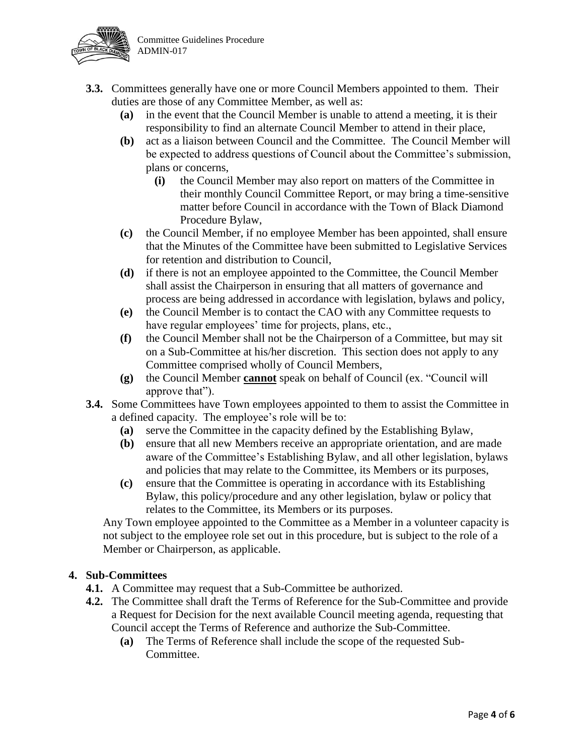**3.3.** Committees generally have one or more Council Members appointed to them. Their duties are those of any Committee Member, as well as:

- **(a)** in the event that the Council Member is unable to attend a meeting, it is their responsibility to find an alternate Council Member to attend in their place,
- **(b)** act as a liaison between Council and the Committee. The Council Member will be expected to address questions of Council about the Committee's submission, plans or concerns,
  - **(i)** the Council Member may also report on matters of the Committee in their monthly Council Committee Report, or may bring a time-sensitive matter before Council in accordance with the Town of Black Diamond Procedure Bylaw,
- **(c)** the Council Member, if no employee Member has been appointed, shall ensure that the Minutes of the Committee have been submitted to Legislative Services for retention and distribution to Council,
- **(d)** if there is not an employee appointed to the Committee, the Council Member shall assist the Chairperson in ensuring that all matters of governance and process are being addressed in accordance with legislation, bylaws and policy,
- **(e)** the Council Member is to contact the CAO with any Committee requests to have regular employees' time for projects, plans, etc.,
- **(f)** the Council Member shall not be the Chairperson of a Committee, but may sit on a Sub-Committee at his/her discretion. This section does not apply to any Committee comprised wholly of Council Members,
- **(g)** the Council Member **cannot** speak on behalf of Council (ex. "Council will approve that").

**3.4.** Some Committees have Town employees appointed to them to assist the Committee in a defined capacity. The employee's role will be to:

- **(a)** serve the Committee in the capacity defined by the Establishing Bylaw,
- **(b)** ensure that all new Members receive an appropriate orientation, and are made aware of the Committee's Establishing Bylaw, and all other legislation, bylaws and policies that may relate to the Committee, its Members or its purposes,
- **(c)** ensure that the Committee is operating in accordance with its Establishing Bylaw, this policy/procedure and any other legislation, bylaw or policy that relates to the Committee, its Members or its purposes.

Any Town employee appointed to the Committee as a Member in a volunteer capacity is not subject to the employee role set out in this procedure, but is subject to the role of a Member or Chairperson, as applicable.

## 4. Sub-Committees

**4.1.** A Committee may request that a Sub-Committee be authorized.

**4.2.** The Committee shall draft the Terms of Reference for the Sub-Committee and provide a Request for Decision for the next available Council meeting agenda, requesting that Council accept the Terms of Reference and authorize the Sub-Committee.

- **(a)** The Terms of Reference shall include the scope of the requested Sub-Committee.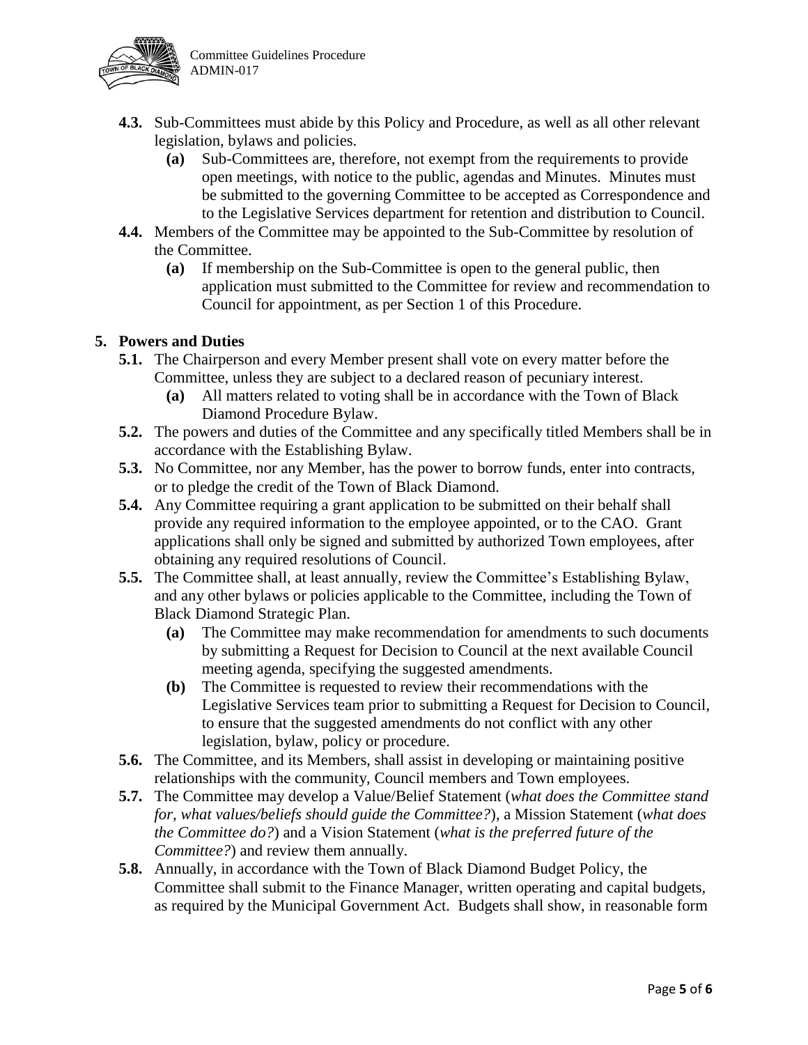- **4.3.** Sub-Committees must abide by this Policy and Procedure, as well as all other relevant legislation, bylaws and policies.
  - **(a)** Sub-Committees are, therefore, not exempt from the requirements to provide open meetings, with notice to the public, agendas and Minutes. Minutes must be submitted to the governing Committee to be accepted as Correspondence and to the Legislative Services department for retention and distribution to Council.
- **4.4.** Members of the Committee may be appointed to the Sub-Committee by resolution of the Committee.
  - **(a)** If membership on the Sub-Committee is open to the general public, then application must submitted to the Committee for review and recommendation to Council for appointment, as per Section 1 of this Procedure.

## 5. Powers and Duties

- **5.1.** The Chairperson and every Member present shall vote on every matter before the Committee, unless they are subject to a declared reason of pecuniary interest.
  - **(a)** All matters related to voting shall be in accordance with the Town of Black Diamond Procedure Bylaw.
- **5.2.** The powers and duties of the Committee and any specifically titled Members shall be in accordance with the Establishing Bylaw.
- **5.3.** No Committee, nor any Member, has the power to borrow funds, enter into contracts, or to pledge the credit of the Town of Black Diamond.
- **5.4.** Any Committee requiring a grant application to be submitted on their behalf shall provide any required information to the employee appointed, or to the CAO. Grant applications shall only be signed and submitted by authorized Town employees, after obtaining any required resolutions of Council.
- **5.5.** The Committee shall, at least annually, review the Committee's Establishing Bylaw, and any other bylaws or policies applicable to the Committee, including the Town of Black Diamond Strategic Plan.
  - **(a)** The Committee may make recommendation for amendments to such documents by submitting a Request for Decision to Council at the next available Council meeting agenda, specifying the suggested amendments.
  - **(b)** The Committee is requested to review their recommendations with the Legislative Services team prior to submitting a Request for Decision to Council, to ensure that the suggested amendments do not conflict with any other legislation, bylaw, policy or procedure.
- **5.6.** The Committee, and its Members, shall assist in developing or maintaining positive relationships with the community, Council members and Town employees.
- **5.7.** The Committee may develop a Value/Belief Statement (*what does the Committee stand for, what values/beliefs should guide the Committee?*), a Mission Statement (*what does the Committee do?*) and a Vision Statement (*what is the preferred future of the Committee?*) and review them annually.
- **5.8.** Annually, in accordance with the Town of Black Diamond Budget Policy, the Committee shall submit to the Finance Manager, written operating and capital budgets, as required by the Municipal Government Act. Budgets shall show, in reasonable form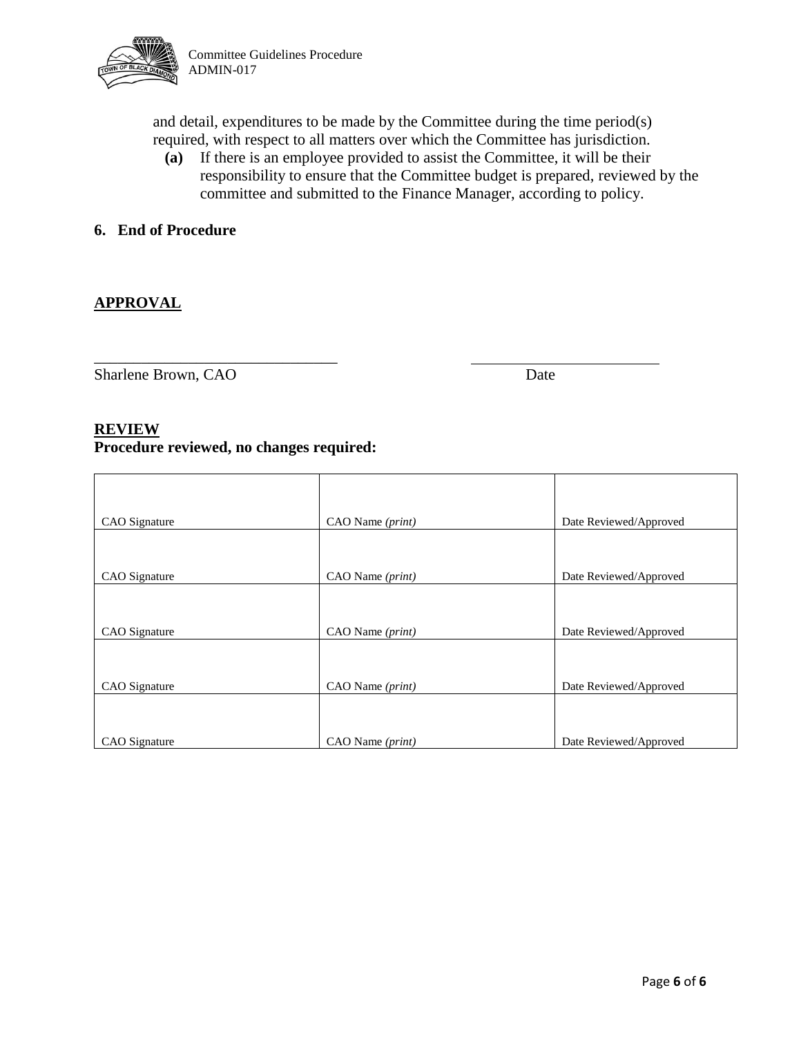and detail, expenditures to be made by the Committee during the time period(s) required, with respect to all matters over which the Committee has jurisdiction.

**(a)** If there is an employee provided to assist the Committee, it will be their responsibility to ensure that the Committee budget is prepared, reviewed by the committee and submitted to the Finance Manager, according to policy.

**6. End of Procedure**

**APPROVAL**

_______________________________ _______________________

Sharlene Brown, CAO Date

**REVIEW**

**Procedure reviewed, no changes required:**

| | | |
|---|---|---|
| CAO Signature | CAO Name *(print)* | Date Reviewed/Approved |
| CAO Signature | CAO Name *(print)* | Date Reviewed/Approved |
| CAO Signature | CAO Name *(print)* | Date Reviewed/Approved |
| CAO Signature | CAO Name *(print)* | Date Reviewed/Approved |
| CAO Signature | CAO Name *(print)* | Date Reviewed/Approved |